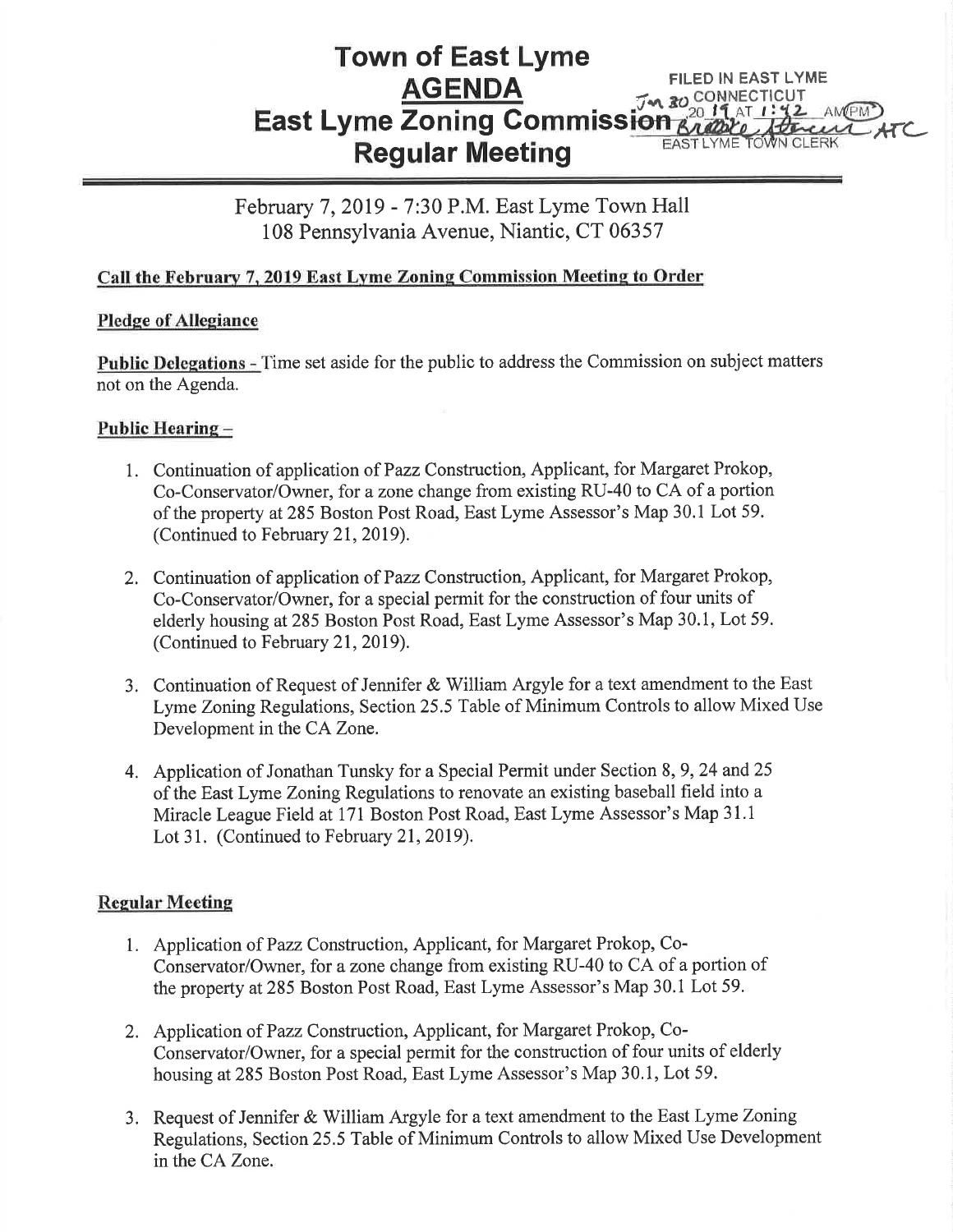# Town of East Lyme
## AGENDA
## East Lyme Zoning Commission Regular Meeting

FILED IN EAST LYME CONNECTICUT
Jan 30 2019 AT 1:42 AM/PM
EAST LYME TOWN CLERK

February 7, 2019 - 7:30 P.M. East Lyme Town Hall
108 Pennsylvania Avenue, Niantic, CT 06357

**Call the February 7, 2019 East Lyme Zoning Commission Meeting to Order**

**Pledge of Allegiance**

**Public Delegations** - Time set aside for the public to address the Commission on subject matters not on the Agenda.

**Public Hearing** –

1. Continuation of application of Pazz Construction, Applicant, for Margaret Prokop, Co-Conservator/Owner, for a zone change from existing RU-40 to CA of a portion of the property at 285 Boston Post Road, East Lyme Assessor's Map 30.1 Lot 59. (Continued to February 21, 2019).

2. Continuation of application of Pazz Construction, Applicant, for Margaret Prokop, Co-Conservator/Owner, for a special permit for the construction of four units of elderly housing at 285 Boston Post Road, East Lyme Assessor's Map 30.1, Lot 59. (Continued to February 21, 2019).

3. Continuation of Request of Jennifer & William Argyle for a text amendment to the East Lyme Zoning Regulations, Section 25.5 Table of Minimum Controls to allow Mixed Use Development in the CA Zone.

4. Application of Jonathan Tunsky for a Special Permit under Section 8, 9, 24 and 25 of the East Lyme Zoning Regulations to renovate an existing baseball field into a Miracle League Field at 171 Boston Post Road, East Lyme Assessor's Map 31.1 Lot 31. (Continued to February 21, 2019).

**Regular Meeting**

1. Application of Pazz Construction, Applicant, for Margaret Prokop, Co-Conservator/Owner, for a zone change from existing RU-40 to CA of a portion of the property at 285 Boston Post Road, East Lyme Assessor's Map 30.1 Lot 59.

2. Application of Pazz Construction, Applicant, for Margaret Prokop, Co-Conservator/Owner, for a special permit for the construction of four units of elderly housing at 285 Boston Post Road, East Lyme Assessor's Map 30.1, Lot 59.

3. Request of Jennifer & William Argyle for a text amendment to the East Lyme Zoning Regulations, Section 25.5 Table of Minimum Controls to allow Mixed Use Development in the CA Zone.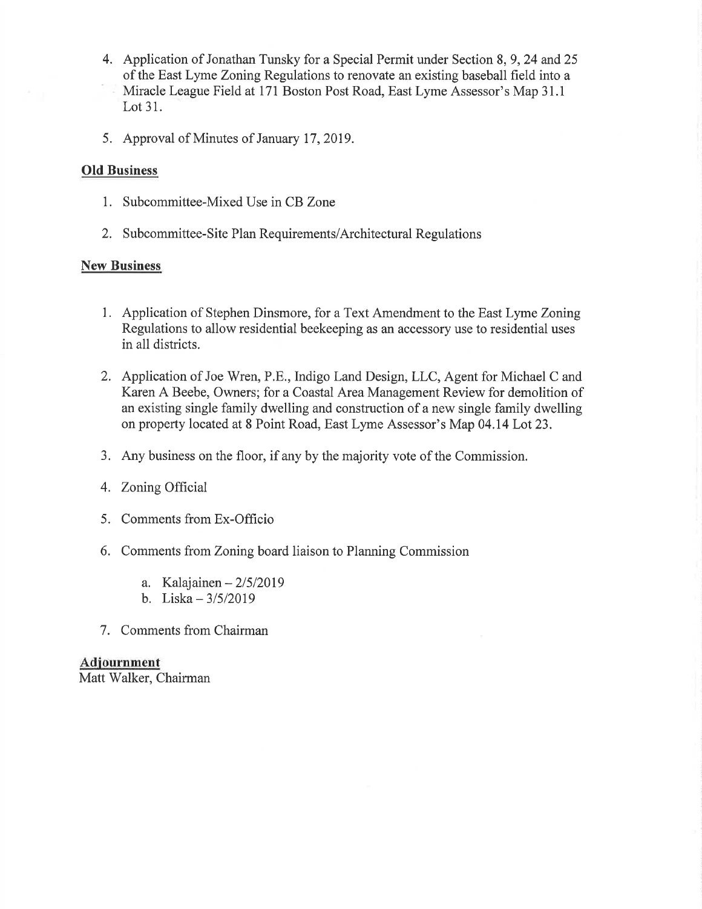4. Application of Jonathan Tunsky for a Special Permit under Section 8, 9, 24 and 25 of the East Lyme Zoning Regulations to renovate an existing baseball field into a Miracle League Field at 171 Boston Post Road, East Lyme Assessor's Map 31.1 Lot 31.

5. Approval of Minutes of January 17, 2019.

## Old Business

1. Subcommittee-Mixed Use in CB Zone

2. Subcommittee-Site Plan Requirements/Architectural Regulations

## New Business

1. Application of Stephen Dinsmore, for a Text Amendment to the East Lyme Zoning Regulations to allow residential beekeeping as an accessory use to residential uses in all districts.

2. Application of Joe Wren, P.E., Indigo Land Design, LLC, Agent for Michael C and Karen A Beebe, Owners; for a Coastal Area Management Review for demolition of an existing single family dwelling and construction of a new single family dwelling on property located at 8 Point Road, East Lyme Assessor's Map 04.14 Lot 23.

3. Any business on the floor, if any by the majority vote of the Commission.

4. Zoning Official

5. Comments from Ex-Officio

6. Comments from Zoning board liaison to Planning Commission

    a. Kalajainen – 2/5/2019
    b. Liska – 3/5/2019

7. Comments from Chairman

## Adjournment

Matt Walker, Chairman